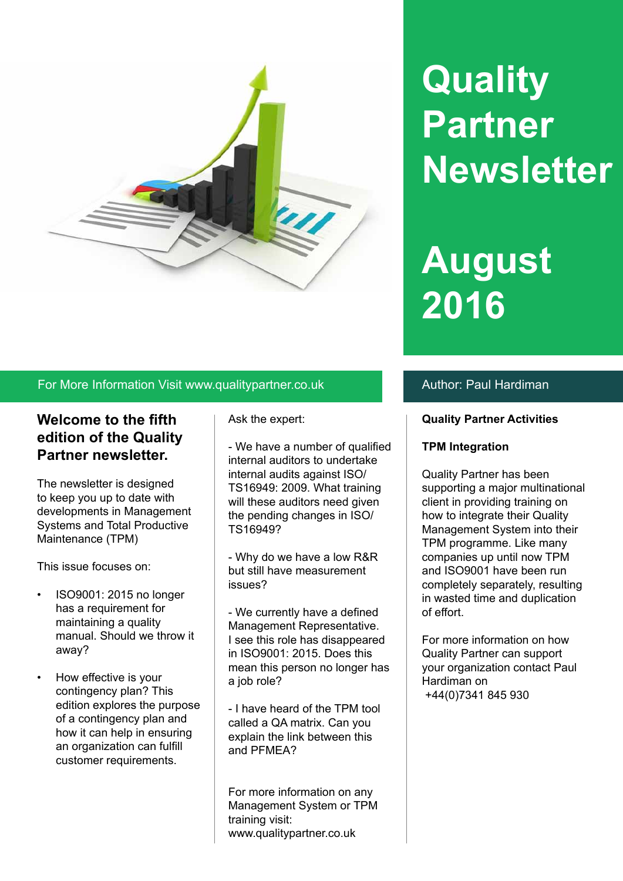# Quality Partner Newsletter

# August 2016

For More Information Visit www.qualitypartner.co.uk

Author: Paul Hardiman

## Welcome to the fifth edition of the Quality Partner newsletter.

The newsletter is designed to keep you up to date with developments in Management Systems and Total Productive Maintenance (TPM)

This issue focuses on:

- ISO9001: 2015 no longer has a requirement for maintaining a quality manual. Should we throw it away?
- How effective is your contingency plan? This edition explores the purpose of a contingency plan and how it can help in ensuring an organization can fulfill customer requirements.

Ask the expert:

- We have a number of qualified internal auditors to undertake internal audits against ISO/TS16949: 2009. What training will these auditors need given the pending changes in ISO/TS16949?

- Why do we have a low R&R but still have measurement issues?

- We currently have a defined Management Representative. I see this role has disappeared in ISO9001: 2015. Does this mean this person no longer has a job role?

- I have heard of the TPM tool called a QA matrix. Can you explain the link between this and PFMEA?

For more information on any Management System or TPM training visit: www.qualitypartner.co.uk

**Quality Partner Activities**

**TPM Integration**

Quality Partner has been supporting a major multinational client in providing training on how to integrate their Quality Management System into their TPM programme. Like many companies up until now TPM and ISO9001 have been run completely separately, resulting in wasted time and duplication of effort.

For more information on how Quality Partner can support your organization contact Paul Hardiman on +44(0)7341 845 930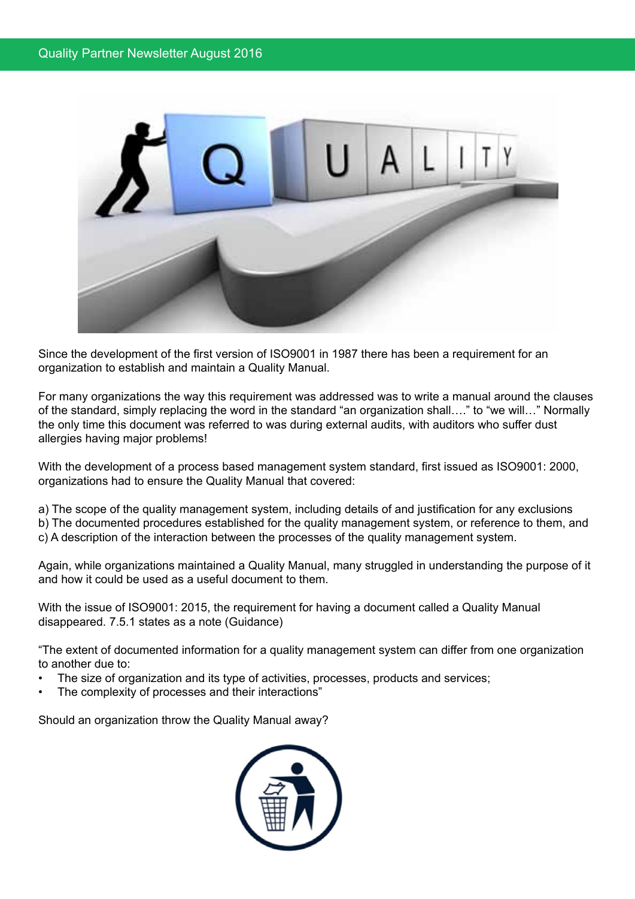Since the development of the first version of ISO9001 in 1987 there has been a requirement for an organization to establish and maintain a Quality Manual.

For many organizations the way this requirement was addressed was to write a manual around the clauses of the standard, simply replacing the word in the standard "an organization shall…." to "we will…" Normally the only time this document was referred to was during external audits, with auditors who suffer dust allergies having major problems!

With the development of a process based management system standard, first issued as ISO9001: 2000, organizations had to ensure the Quality Manual that covered:

a) The scope of the quality management system, including details of and justification for any exclusions
b) The documented procedures established for the quality management system, or reference to them, and
c) A description of the interaction between the processes of the quality management system.

Again, while organizations maintained a Quality Manual, many struggled in understanding the purpose of it and how it could be used as a useful document to them.

With the issue of ISO9001: 2015, the requirement for having a document called a Quality Manual disappeared. 7.5.1 states as a note (Guidance)

"The extent of documented information for a quality management system can differ from one organization to another due to:

- The size of organization and its type of activities, processes, products and services;
- The complexity of processes and their interactions"

Should an organization throw the Quality Manual away?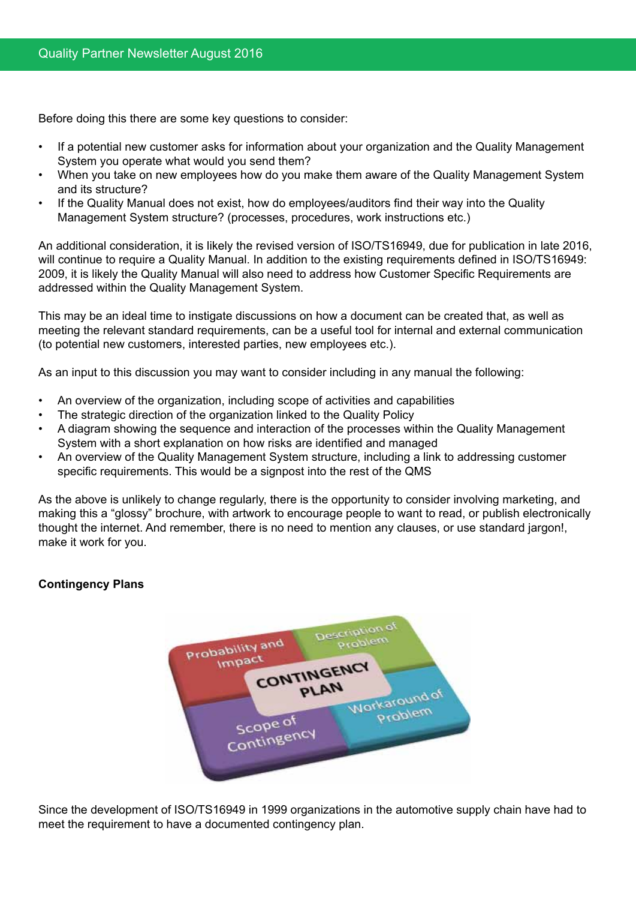Before doing this there are some key questions to consider:

- If a potential new customer asks for information about your organization and the Quality Management System you operate what would you send them?
- When you take on new employees how do you make them aware of the Quality Management System and its structure?
- If the Quality Manual does not exist, how do employees/auditors find their way into the Quality Management System structure? (processes, procedures, work instructions etc.)

An additional consideration, it is likely the revised version of ISO/TS16949, due for publication in late 2016, will continue to require a Quality Manual. In addition to the existing requirements defined in ISO/TS16949: 2009, it is likely the Quality Manual will also need to address how Customer Specific Requirements are addressed within the Quality Management System.

This may be an ideal time to instigate discussions on how a document can be created that, as well as meeting the relevant standard requirements, can be a useful tool for internal and external communication (to potential new customers, interested parties, new employees etc.).

As an input to this discussion you may want to consider including in any manual the following:

- An overview of the organization, including scope of activities and capabilities
- The strategic direction of the organization linked to the Quality Policy
- A diagram showing the sequence and interaction of the processes within the Quality Management System with a short explanation on how risks are identified and managed
- An overview of the Quality Management System structure, including a link to addressing customer specific requirements. This would be a signpost into the rest of the QMS

As the above is unlikely to change regularly, there is the opportunity to consider involving marketing, and making this a "glossy" brochure, with artwork to encourage people to want to read, or publish electronically thought the internet. And remember, there is no need to mention any clauses, or use standard jargon!, make it work for you.

**Contingency Plans**

Since the development of ISO/TS16949 in 1999 organizations in the automotive supply chain have had to meet the requirement to have a documented contingency plan.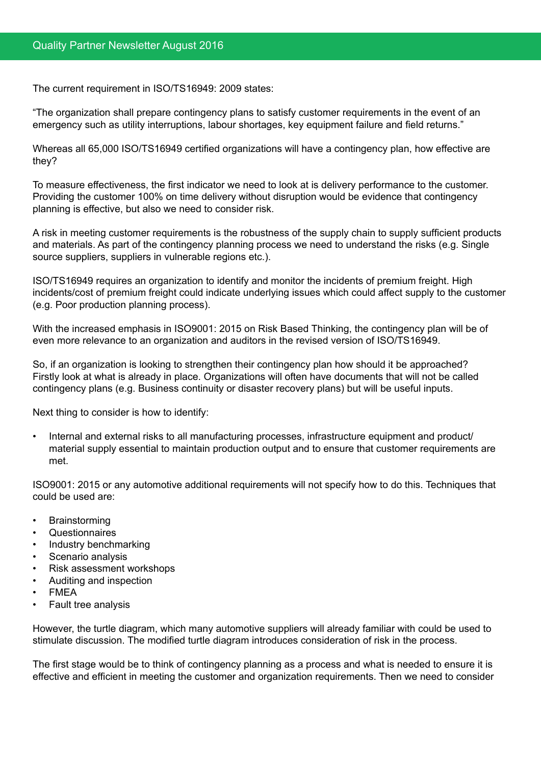The current requirement in ISO/TS16949: 2009 states:

"The organization shall prepare contingency plans to satisfy customer requirements in the event of an emergency such as utility interruptions, labour shortages, key equipment failure and field returns."

Whereas all 65,000 ISO/TS16949 certified organizations will have a contingency plan, how effective are they?

To measure effectiveness, the first indicator we need to look at is delivery performance to the customer. Providing the customer 100% on time delivery without disruption would be evidence that contingency planning is effective, but also we need to consider risk.

A risk in meeting customer requirements is the robustness of the supply chain to supply sufficient products and materials. As part of the contingency planning process we need to understand the risks (e.g. Single source suppliers, suppliers in vulnerable regions etc.).

ISO/TS16949 requires an organization to identify and monitor the incidents of premium freight. High incidents/cost of premium freight could indicate underlying issues which could affect supply to the customer (e.g. Poor production planning process).

With the increased emphasis in ISO9001: 2015 on Risk Based Thinking, the contingency plan will be of even more relevance to an organization and auditors in the revised version of ISO/TS16949.

So, if an organization is looking to strengthen their contingency plan how should it be approached? Firstly look at what is already in place. Organizations will often have documents that will not be called contingency plans (e.g. Business continuity or disaster recovery plans) but will be useful inputs.

Next thing to consider is how to identify:

- Internal and external risks to all manufacturing processes, infrastructure equipment and product/ material supply essential to maintain production output and to ensure that customer requirements are met.

ISO9001: 2015 or any automotive additional requirements will not specify how to do this. Techniques that could be used are:

- Brainstorming
- Questionnaires
- Industry benchmarking
- Scenario analysis
- Risk assessment workshops
- Auditing and inspection
- FMEA
- Fault tree analysis

However, the turtle diagram, which many automotive suppliers will already familiar with could be used to stimulate discussion. The modified turtle diagram introduces consideration of risk in the process.

The first stage would be to think of contingency planning as a process and what is needed to ensure it is effective and efficient in meeting the customer and organization requirements. Then we need to consider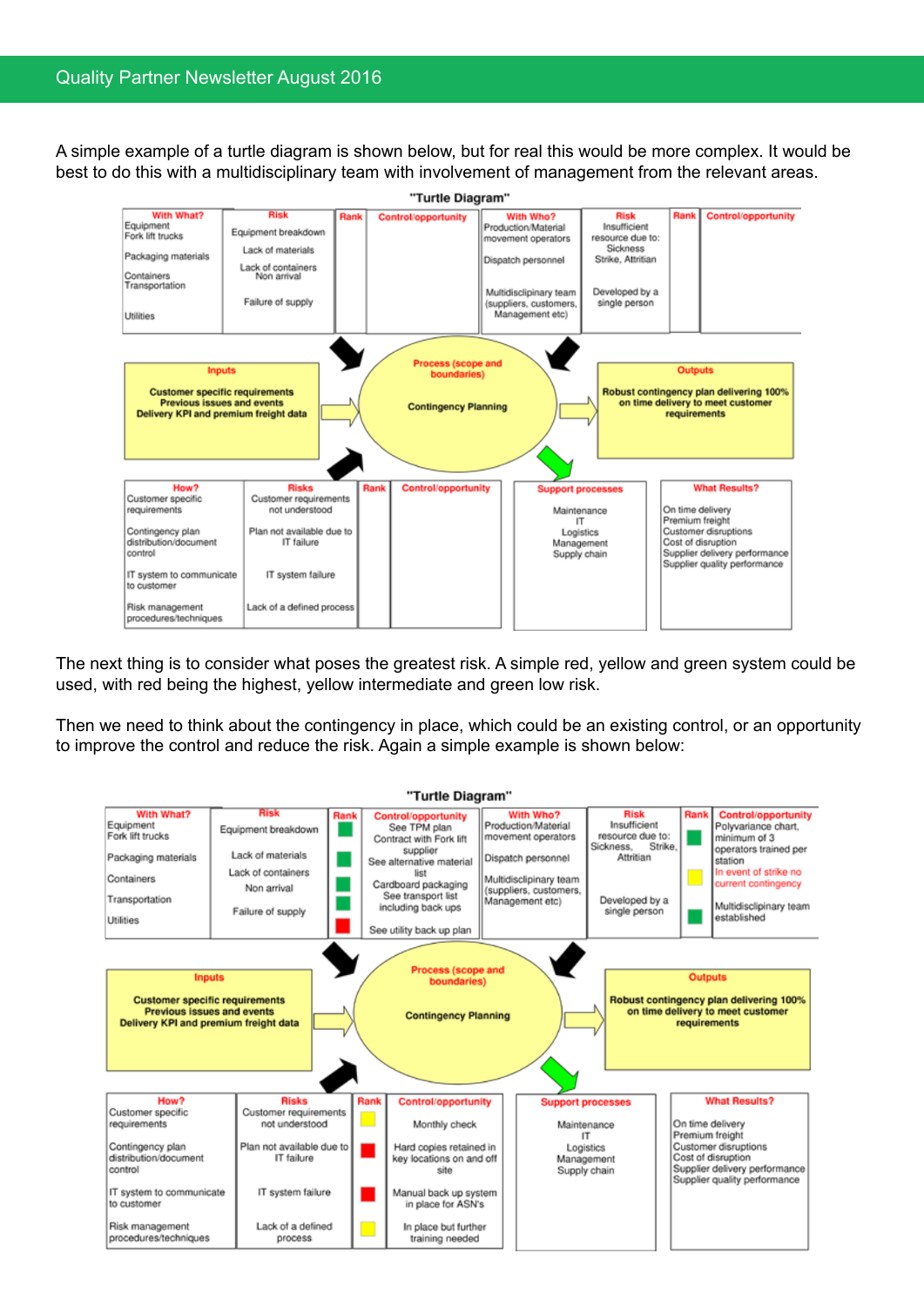A simple example of a turtle diagram is shown below, but for real this would be more complex. It would be best to do this with a multidisciplinary team with involvement of management from the relevant areas.

**"Turtle Diagram"**

| With What? | Risk | Rank | Control/opportunity |
|---|---|---|---|
| Equipment Fork lift trucks | Equipment breakdown | | |
| Packaging materials | Lack of materials | | |
| Containers | Lack of containers | | |
| Transportation | Non arrival | | |
| Utilities | Failure of supply | | |

| With Who? | Risk | Rank | Control/opportunity |
|---|---|---|---|
| Production/Material movement operators | Insufficient resource due to: Sickness Strike, Attrition | | |
| Dispatch personnel | | | |
| Multidisciplinary team (suppliers, customers, Management etc) | Developed by a single person | | |

**Inputs:** Customer specific requirements, Previous issues and events, Delivery KPI and premium freight data

**Process (scope and boundaries):** Contingency Planning

**Outputs:** Robust contingency plan delivering 100% on time delivery to meet customer requirements

| How? | Risks | Rank | Control/opportunity |
|---|---|---|---|
| Customer specific requirements | Customer requirements not understood | | |
| Contingency plan distribution/document control | Plan not available due to IT failure | | |
| IT system to communicate to customer | IT system failure | | |
| Risk management procedures/techniques | Lack of a defined process | | |

**Support processes:** Maintenance, IT, Logistics, Management, Supply chain

**What Results?** On time delivery, Premium freight, Customer disruptions, Cost of disruption, Supplier delivery performance, Supplier quality performance

The next thing is to consider what poses the greatest risk. A simple red, yellow and green system could be used, with red being the highest, yellow intermediate and green low risk.

Then we need to think about the contingency in place, which could be an existing control, or an opportunity to improve the control and reduce the risk. Again a simple example is shown below:

**"Turtle Diagram"**

| With What? | Risk | Rank | Control/opportunity |
|---|---|---|---|
| Equipment Fork lift trucks | Equipment breakdown | Green | See TPM plan Contract with Fork lift supplier |
| Packaging materials | Lack of materials | Green | See alternative material list |
| Containers | Lack of containers | Green | Cardboard packaging |
| Transportation | Non arrival | Green | See transport list including back ups |
| Utilities | Failure of supply | Red | See utility back up plan |

| With Who? | Risk | Rank | Control/opportunity |
|---|---|---|---|
| Production/Material movement operators | Insufficient resource due to: Sickness, Strike, Attritian | Green | Polyvariance chart, minimum of 3 operators trained per station |
| Dispatch personnel | | Yellow | In event of strike no current contingency |
| Multidisciplinary team (suppliers, customers, Management etc) | Developed by a single person | Green | Multidisciplinary team established |

**Inputs:** Customer specific requirements, Previous issues and events, Delivery KPI and premium freight data

**Process (scope and boundaries):** Contingency Planning

**Outputs:** Robust contingency plan delivering 100% on time delivery to meet customer requirements

| How? | Risks | Rank | Control/opportunity |
|---|---|---|---|
| Customer specific requirements | Customer requirements not understood | Yellow | Monthly check |
| Contingency plan distribution/document control | Plan not available due to IT failure | Red | Hard copies retained in key locations on and off site |
| IT system to communicate to customer | IT system failure | Red | Manual back up system in place for ASN's |
| Risk management procedures/techniques | Lack of a defined process | Yellow | In place but further training needed |

**Support processes:** Maintenance, IT, Logistics, Management, Supply chain

**What Results?** On time delivery, Premium freight, Customer disruptions, Cost of disruption, Supplier delivery performance, Supplier quality performance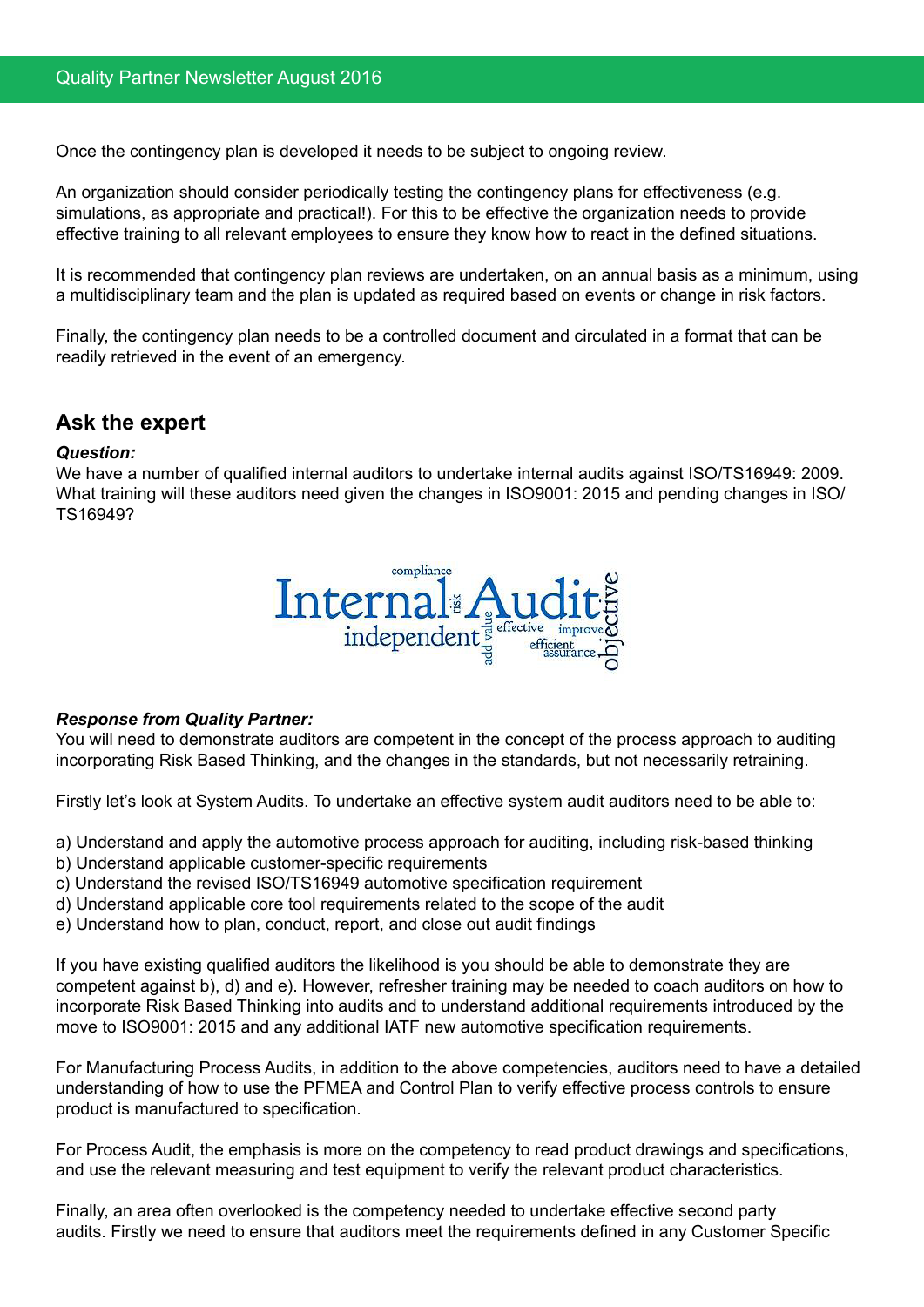Once the contingency plan is developed it needs to be subject to ongoing review.

An organization should consider periodically testing the contingency plans for effectiveness (e.g. simulations, as appropriate and practical!). For this to be effective the organization needs to provide effective training to all relevant employees to ensure they know how to react in the defined situations.

It is recommended that contingency plan reviews are undertaken, on an annual basis as a minimum, using a multidisciplinary team and the plan is updated as required based on events or change in risk factors.

Finally, the contingency plan needs to be a controlled document and circulated in a format that can be readily retrieved in the event of an emergency.

## Ask the expert

***Question:***
We have a number of qualified internal auditors to undertake internal audits against ISO/TS16949: 2009. What training will these auditors need given the changes in ISO9001: 2015 and pending changes in ISO/TS16949?

***Response from Quality Partner:***
You will need to demonstrate auditors are competent in the concept of the process approach to auditing incorporating Risk Based Thinking, and the changes in the standards, but not necessarily retraining.

Firstly let's look at System Audits. To undertake an effective system audit auditors need to be able to:

a) Understand and apply the automotive process approach for auditing, including risk-based thinking
b) Understand applicable customer-specific requirements
c) Understand the revised ISO/TS16949 automotive specification requirement
d) Understand applicable core tool requirements related to the scope of the audit
e) Understand how to plan, conduct, report, and close out audit findings

If you have existing qualified auditors the likelihood is you should be able to demonstrate they are competent against b), d) and e). However, refresher training may be needed to coach auditors on how to incorporate Risk Based Thinking into audits and to understand additional requirements introduced by the move to ISO9001: 2015 and any additional IATF new automotive specification requirements.

For Manufacturing Process Audits, in addition to the above competencies, auditors need to have a detailed understanding of how to use the PFMEA and Control Plan to verify effective process controls to ensure product is manufactured to specification.

For Process Audit, the emphasis is more on the competency to read product drawings and specifications, and use the relevant measuring and test equipment to verify the relevant product characteristics.

Finally, an area often overlooked is the competency needed to undertake effective second party audits. Firstly we need to ensure that auditors meet the requirements defined in any Customer Specific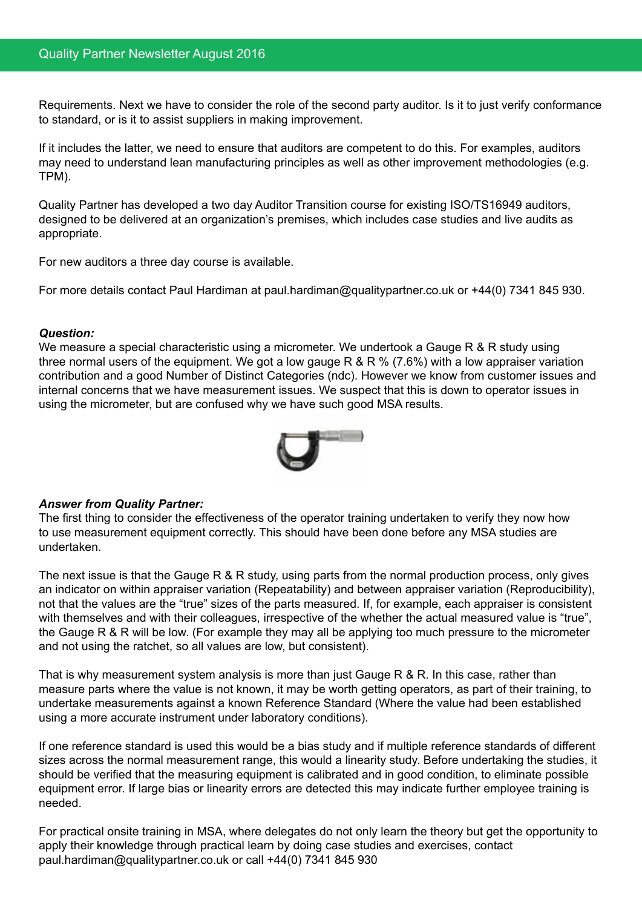Requirements. Next we have to consider the role of the second party auditor. Is it to just verify conformance to standard, or is it to assist suppliers in making improvement.

If it includes the latter, we need to ensure that auditors are competent to do this. For examples, auditors may need to understand lean manufacturing principles as well as other improvement methodologies (e.g. TPM).

Quality Partner has developed a two day Auditor Transition course for existing ISO/TS16949 auditors, designed to be delivered at an organization's premises, which includes case studies and live audits as appropriate.

For new auditors a three day course is available.

For more details contact Paul Hardiman at paul.hardiman@qualitypartner.co.uk or +44(0) 7341 845 930.

***Question:***

We measure a special characteristic using a micrometer. We undertook a Gauge R & R study using three normal users of the equipment. We got a low gauge R & R % (7.6%) with a low appraiser variation contribution and a good Number of Distinct Categories (ndc). However we know from customer issues and internal concerns that we have measurement issues. We suspect that this is down to operator issues in using the micrometer, but are confused why we have such good MSA results.

***Answer from Quality Partner:***

The first thing to consider the effectiveness of the operator training undertaken to verify they now how to use measurement equipment correctly. This should have been done before any MSA studies are undertaken.

The next issue is that the Gauge R & R study, using parts from the normal production process, only gives an indicator on within appraiser variation (Repeatability) and between appraiser variation (Reproducibility), not that the values are the "true" sizes of the parts measured. If, for example, each appraiser is consistent with themselves and with their colleagues, irrespective of the whether the actual measured value is "true", the Gauge R & R will be low. (For example they may all be applying too much pressure to the micrometer and not using the ratchet, so all values are low, but consistent).

That is why measurement system analysis is more than just Gauge R & R. In this case, rather than measure parts where the value is not known, it may be worth getting operators, as part of their training, to undertake measurements against a known Reference Standard (Where the value had been established using a more accurate instrument under laboratory conditions).

If one reference standard is used this would be a bias study and if multiple reference standards of different sizes across the normal measurement range, this would a linearity study. Before undertaking the studies, it should be verified that the measuring equipment is calibrated and in good condition, to eliminate possible equipment error. If large bias or linearity errors are detected this may indicate further employee training is needed.

For practical onsite training in MSA, where delegates do not only learn the theory but get the opportunity to apply their knowledge through practical learn by doing case studies and exercises, contact paul.hardiman@qualitypartner.co.uk or call +44(0) 7341 845 930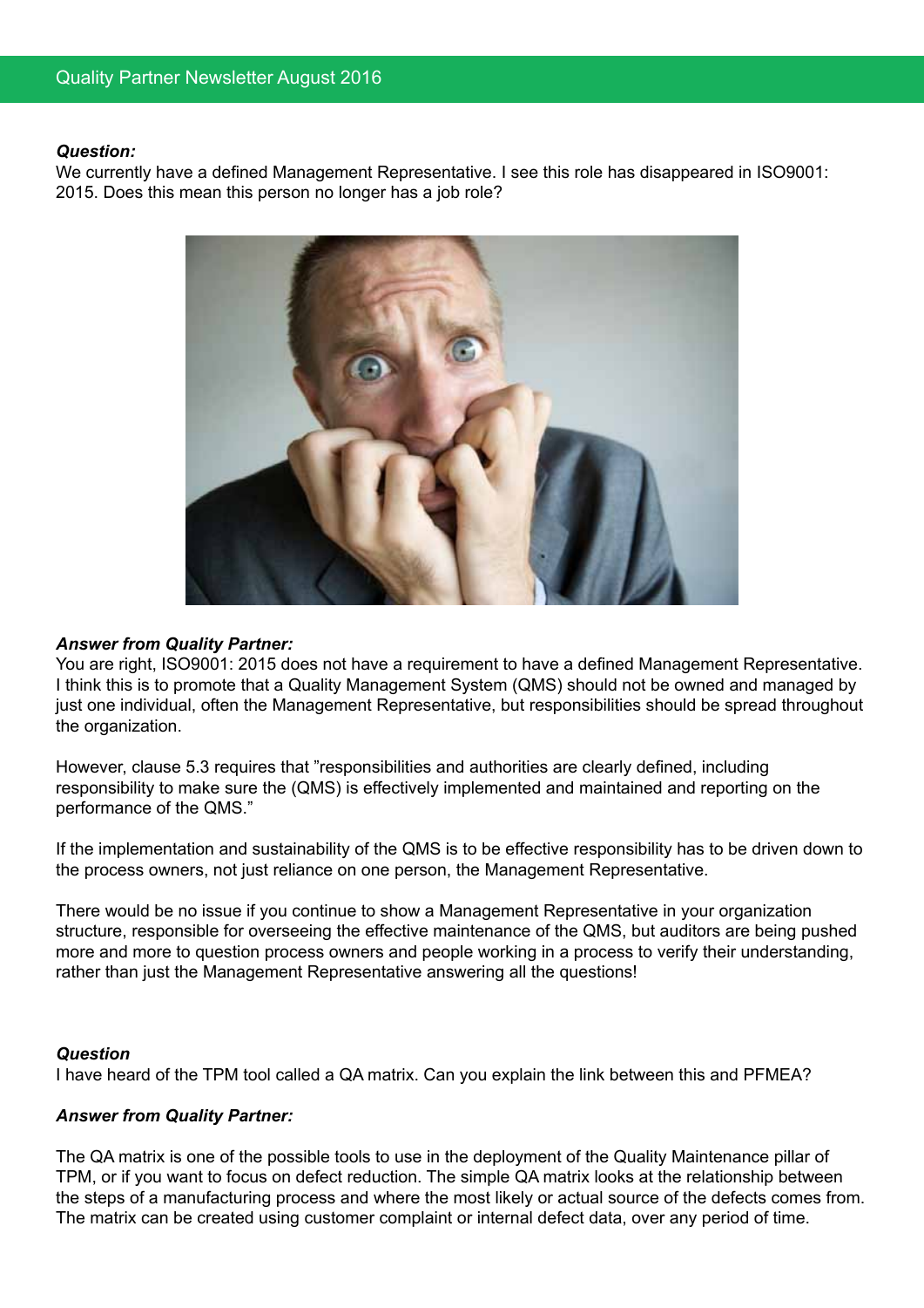***Question:***
We currently have a defined Management Representative. I see this role has disappeared in ISO9001: 2015. Does this mean this person no longer has a job role?

***Answer from Quality Partner:***
You are right, ISO9001: 2015 does not have a requirement to have a defined Management Representative. I think this is to promote that a Quality Management System (QMS) should not be owned and managed by just one individual, often the Management Representative, but responsibilities should be spread throughout the organization.

However, clause 5.3 requires that "responsibilities and authorities are clearly defined, including responsibility to make sure the (QMS) is effectively implemented and maintained and reporting on the performance of the QMS."

If the implementation and sustainability of the QMS is to be effective responsibility has to be driven down to the process owners, not just reliance on one person, the Management Representative.

There would be no issue if you continue to show a Management Representative in your organization structure, responsible for overseeing the effective maintenance of the QMS, but auditors are being pushed more and more to question process owners and people working in a process to verify their understanding, rather than just the Management Representative answering all the questions!

***Question***
I have heard of the TPM tool called a QA matrix. Can you explain the link between this and PFMEA?

***Answer from Quality Partner:***

The QA matrix is one of the possible tools to use in the deployment of the Quality Maintenance pillar of TPM, or if you want to focus on defect reduction. The simple QA matrix looks at the relationship between the steps of a manufacturing process and where the most likely or actual source of the defects comes from. The matrix can be created using customer complaint or internal defect data, over any period of time.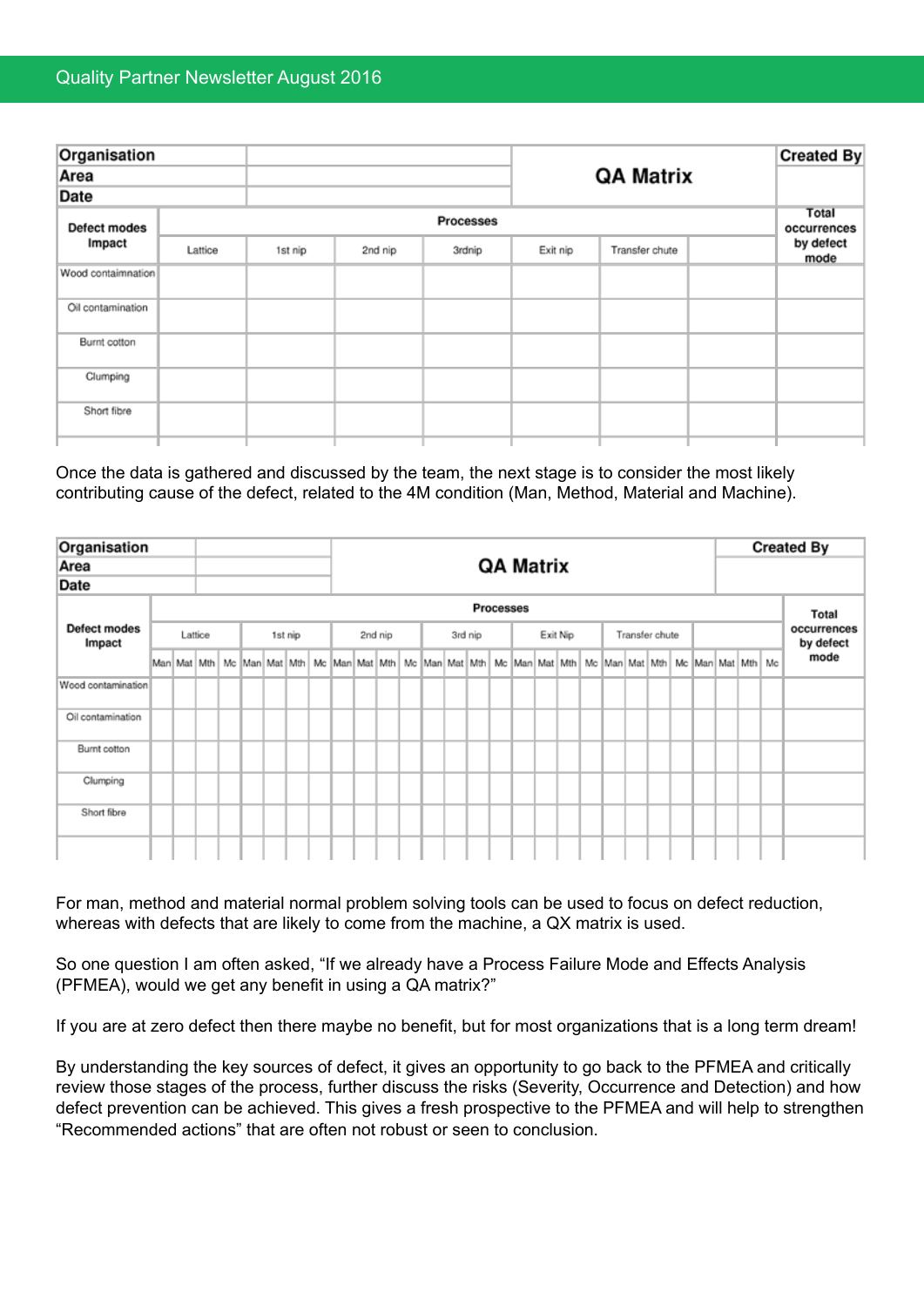| Organisation | | QA Matrix | | | | | Created By |
|---|---|---|---|---|---|---|---|
| Area | | | | | | | |
| Date | | | | | | | |
| Defect modes Impact | Processes | | | | | | Total occurrences by defect mode |
| | Lattice | 1st nip | 2nd nip | 3rdnip | Exit nip | Transfer chute | | |
| Wood contaimnation | | | | | | | | |
| Oil contamination | | | | | | | | |
| Burnt cotton | | | | | | | | |
| Clumping | | | | | | | | |
| Short fibre | | | | | | | | |
| | | | | | | | | |

Once the data is gathered and discussed by the team, the next stage is to consider the most likely contributing cause of the defect, related to the 4M condition (Man, Method, Material and Machine).

| Organisation | | QA Matrix | | | | | | | | | | | | | | | | | | | | | | | | | | | | Created By |
|---|---|---|---|---|---|---|---|---|---|---|---|---|---|---|---|---|---|---|---|---|---|---|---|---|---|---|---|---|---|---|
| Area | | | | | | | | | | | | | | | | | | | | | | | | | | | | | | |
| Date | | | | | | | | | | | | | | | | | | | | | | | | | | | | | | |
| Defect modes Impact | Processes | | | | | | | | | | | | | | | | | | | | | | | | | | | | | Total occurrences by defect mode |
| | Lattice | | | | 1st nip | | | | 2nd nip | | | | 3rd nip | | | | Exit Nip | | | | Transfer chute | | | | | | | | | |
| | Man | Mat | Mth | Mc | Man | Mat | Mth | Mc | Man | Mat | Mth | Mc | Man | Mat | Mth | Mc | Man | Mat | Mth | Mc | Man | Mat | Mth | Mc | Man | Mat | Mth | Mc | | |
| Wood contamination | | | | | | | | | | | | | | | | | | | | | | | | | | | | | | |
| Oil contamination | | | | | | | | | | | | | | | | | | | | | | | | | | | | | | |
| Burnt cotton | | | | | | | | | | | | | | | | | | | | | | | | | | | | | | |
| Clumping | | | | | | | | | | | | | | | | | | | | | | | | | | | | | | |
| Short fibre | | | | | | | | | | | | | | | | | | | | | | | | | | | | | | |
| | | | | | | | | | | | | | | | | | | | | | | | | | | | | | | |

For man, method and material normal problem solving tools can be used to focus on defect reduction, whereas with defects that are likely to come from the machine, a QX matrix is used.

So one question I am often asked, “If we already have a Process Failure Mode and Effects Analysis (PFMEA), would we get any benefit in using a QA matrix?”

If you are at zero defect then there maybe no benefit, but for most organizations that is a long term dream!

By understanding the key sources of defect, it gives an opportunity to go back to the PFMEA and critically review those stages of the process, further discuss the risks (Severity, Occurrence and Detection) and how defect prevention can be achieved. This gives a fresh prospective to the PFMEA and will help to strengthen “Recommended actions” that are often not robust or seen to conclusion.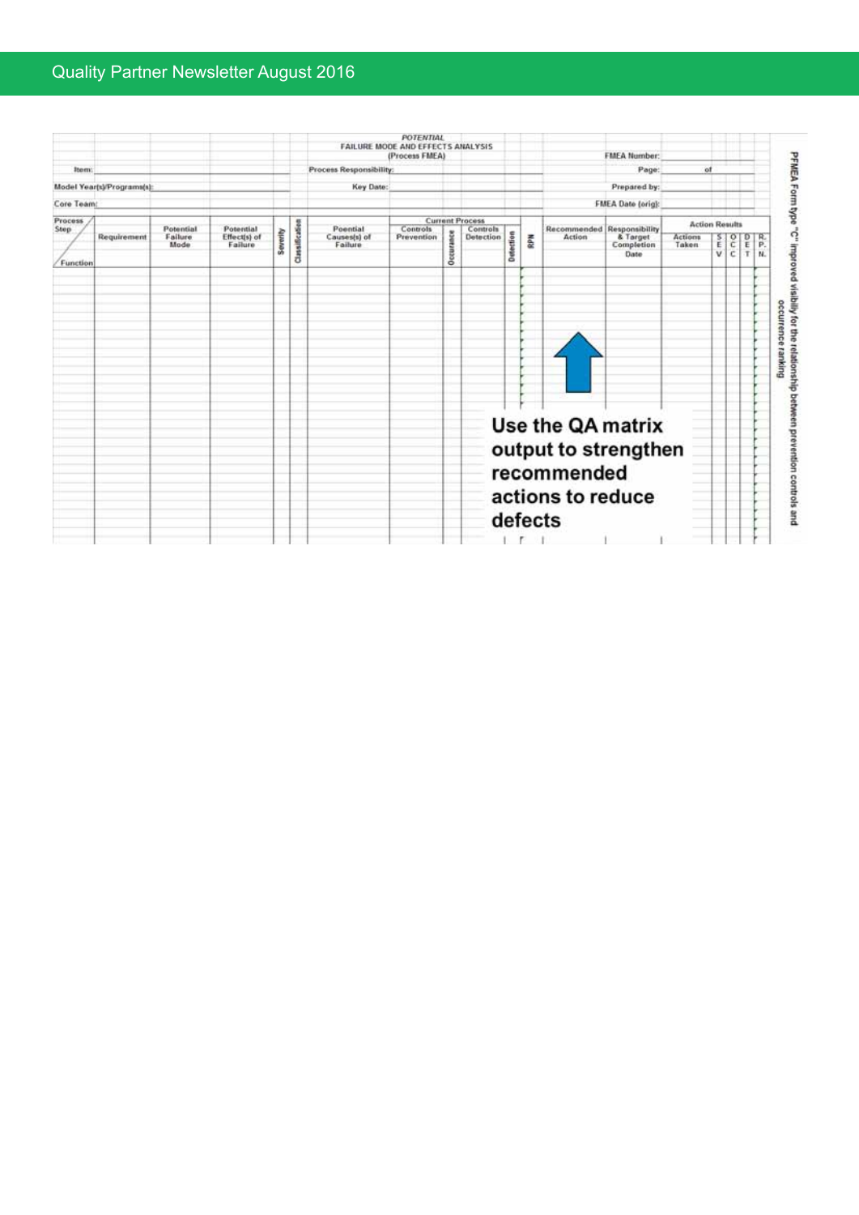POTENTIAL
FAILURE MODE AND EFFECTS ANALYSIS
(Process FMEA)

FMEA Number:

Item:

Process Responsibility:

Page: of

Model Year(s)/Programs(s):

Key Date:

Prepared by:

Core Team:

FMEA Date (orig):

| Process Step / Function | Requirement | Potential Failure Mode | Potential Effect(s) of Failure | Severity | Classification | Poential Causes(s) of Failure | Current Process Controls Prevention | Occurance | Current Process Controls Detection | Detection | RPN | Recommended Action | Responsibility & Target Completion Date | Action Results Actions Taken | SEV | OCC | DET | R.P.N. |
|---|---|---|---|---|---|---|---|---|---|---|---|---|---|---|---|---|---|---|
| | | | | | | | | | | | | | | | | | | |

Use the QA matrix output to strengthen recommended actions to reduce defects

PFMEA Form type "C" improved visibility for the relationship between prevention controls and occurrence ranking